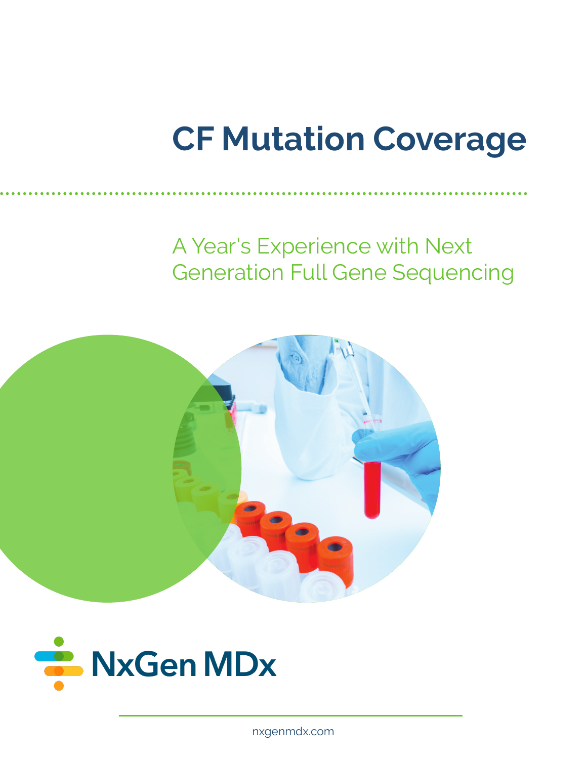# CF Mutation Coverage

## A Year's Experience with Next Generation Full Gene Sequencing

NxGen MDx

nxgenmdx.com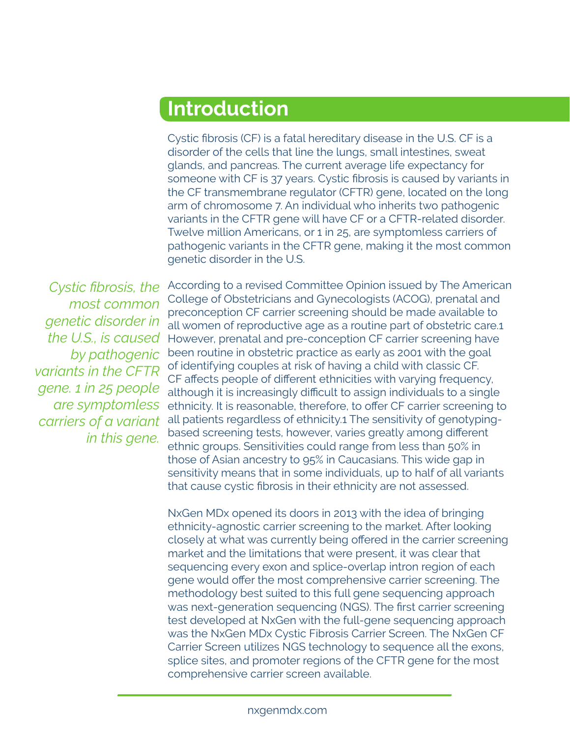## Introduction

Cystic fibrosis (CF) is a fatal hereditary disease in the U.S. CF is a disorder of the cells that line the lungs, small intestines, sweat glands, and pancreas. The current average life expectancy for someone with CF is 37 years. Cystic fibrosis is caused by variants in the CF transmembrane regulator (CFTR) gene, located on the long arm of chromosome 7. An individual who inherits two pathogenic variants in the CFTR gene will have CF or a CFTR-related disorder. Twelve million Americans, or 1 in 25, are symptomless carriers of pathogenic variants in the CFTR gene, making it the most common genetic disorder in the U.S.

*Cystic fibrosis, the most common genetic disorder in the U.S., is caused by pathogenic variants in the CFTR gene. 1 in 25 people are symptomless carriers of a variant in this gene.*

According to a revised Committee Opinion issued by The American College of Obstetricians and Gynecologists (ACOG), prenatal and preconception CF carrier screening should be made available to all women of reproductive age as a routine part of obstetric care.[1] However, prenatal and pre-conception CF carrier screening have been routine in obstetric practice as early as 2001 with the goal of identifying couples at risk of having a child with classic CF. CF affects people of different ethnicities with varying frequency, although it is increasingly difficult to assign individuals to a single ethnicity. It is reasonable, therefore, to offer CF carrier screening to all patients regardless of ethnicity.[1] The sensitivity of genotyping-based screening tests, however, varies greatly among different ethnic groups. Sensitivities could range from less than 50% in those of Asian ancestry to 95% in Caucasians. This wide gap in sensitivity means that in some individuals, up to half of all variants that cause cystic fibrosis in their ethnicity are not assessed.

NxGen MDx opened its doors in 2013 with the idea of bringing ethnicity-agnostic carrier screening to the market. After looking closely at what was currently being offered in the carrier screening market and the limitations that were present, it was clear that sequencing every exon and splice-overlap intron region of each gene would offer the most comprehensive carrier screening. The methodology best suited to this full gene sequencing approach was next-generation sequencing (NGS). The first carrier screening test developed at NxGen with the full-gene sequencing approach was the NxGen MDx Cystic Fibrosis Carrier Screen. The NxGen CF Carrier Screen utilizes NGS technology to sequence all the exons, splice sites, and promoter regions of the CFTR gene for the most comprehensive carrier screen available.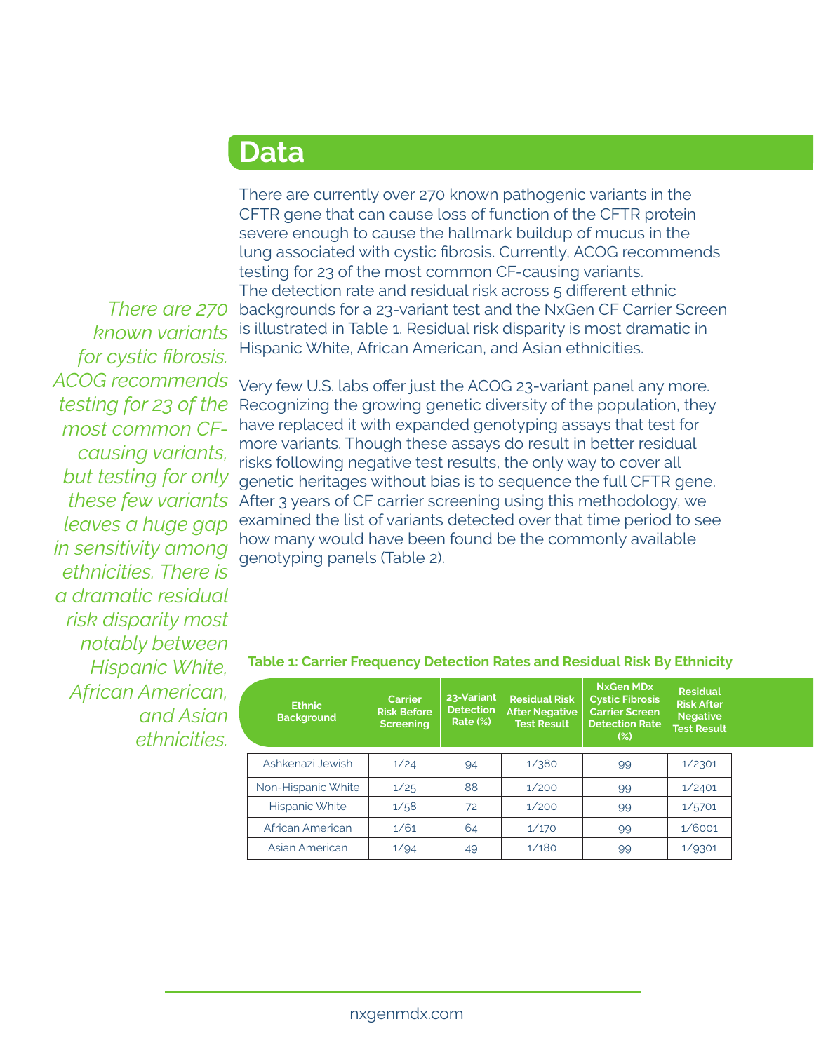## Data

*There are 270 known variants for cystic fibrosis. ACOG recommends testing for 23 of the most common CF-causing variants, but testing for only these few variants leaves a huge gap in sensitivity among ethnicities. There is a dramatic residual risk disparity most notably between Hispanic White, African American, and Asian ethnicities.*

There are currently over 270 known pathogenic variants in the CFTR gene that can cause loss of function of the CFTR protein severe enough to cause the hallmark buildup of mucus in the lung associated with cystic fibrosis. Currently, ACOG recommends testing for 23 of the most common CF-causing variants. The detection rate and residual risk across 5 different ethnic backgrounds for a 23-variant test and the NxGen CF Carrier Screen is illustrated in Table 1. Residual risk disparity is most dramatic in Hispanic White, African American, and Asian ethnicities.

Very few U.S. labs offer just the ACOG 23-variant panel any more. Recognizing the growing genetic diversity of the population, they have replaced it with expanded genotyping assays that test for more variants. Though these assays do result in better residual risks following negative test results, the only way to cover all genetic heritages without bias is to sequence the full CFTR gene. After 3 years of CF carrier screening using this methodology, we examined the list of variants detected over that time period to see how many would have been found be the commonly available genotyping panels (Table 2).

**Table 1: Carrier Frequency Detection Rates and Residual Risk By Ethnicity**

| Ethnic Background | Carrier Risk Before Screening | 23-Variant Detection Rate (%) | Residual Risk After Negative Test Result | NxGen MDx Cystic Fibrosis Carrier Screen Detection Rate (%) | Residual Risk After Negative Test Result |
|---|---|---|---|---|---|
| Ashkenazi Jewish | 1/24 | 94 | 1/380 | 99 | 1/2301 |
| Non-Hispanic White | 1/25 | 88 | 1/200 | 99 | 1/2401 |
| Hispanic White | 1/58 | 72 | 1/200 | 99 | 1/5701 |
| African American | 1/61 | 64 | 1/170 | 99 | 1/6001 |
| Asian American | 1/94 | 49 | 1/180 | 99 | 1/9301 |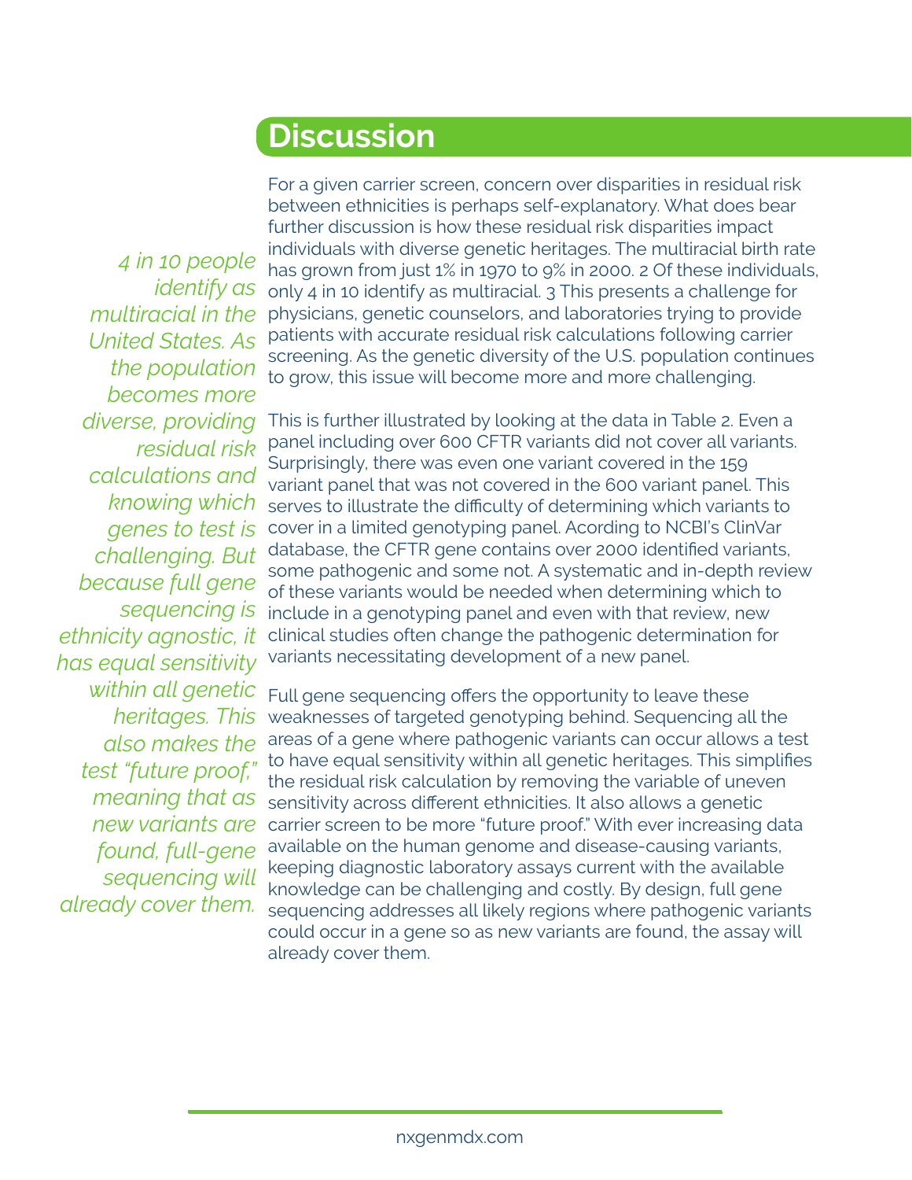## Discussion

*4 in 10 people identify as multiracial in the United States. As the population becomes more diverse, providing residual risk calculations and knowing which genes to test is challenging. But because full gene sequencing is ethnicity agnostic, it has equal sensitivity within all genetic heritages. This also makes the test "future proof," meaning that as new variants are found, full-gene sequencing will already cover them.*

For a given carrier screen, concern over disparities in residual risk between ethnicities is perhaps self-explanatory. What does bear further discussion is how these residual risk disparities impact individuals with diverse genetic heritages. The multiracial birth rate has grown from just 1% in 1970 to 9% in 2000. 2 Of these individuals, only 4 in 10 identify as multiracial. 3 This presents a challenge for physicians, genetic counselors, and laboratories trying to provide patients with accurate residual risk calculations following carrier screening. As the genetic diversity of the U.S. population continues to grow, this issue will become more and more challenging.

This is further illustrated by looking at the data in Table 2. Even a panel including over 600 CFTR variants did not cover all variants. Surprisingly, there was even one variant covered in the 159 variant panel that was not covered in the 600 variant panel. This serves to illustrate the difficulty of determining which variants to cover in a limited genotyping panel. Acording to NCBI's ClinVar database, the CFTR gene contains over 2000 identified variants, some pathogenic and some not. A systematic and in-depth review of these variants would be needed when determining which to include in a genotyping panel and even with that review, new clinical studies often change the pathogenic determination for variants necessitating development of a new panel.

Full gene sequencing offers the opportunity to leave these weaknesses of targeted genotyping behind. Sequencing all the areas of a gene where pathogenic variants can occur allows a test to have equal sensitivity within all genetic heritages. This simplifies the residual risk calculation by removing the variable of uneven sensitivity across different ethnicities. It also allows a genetic carrier screen to be more "future proof." With ever increasing data available on the human genome and disease-causing variants, keeping diagnostic laboratory assays current with the available knowledge can be challenging and costly. By design, full gene sequencing addresses all likely regions where pathogenic variants could occur in a gene so as new variants are found, the assay will already cover them.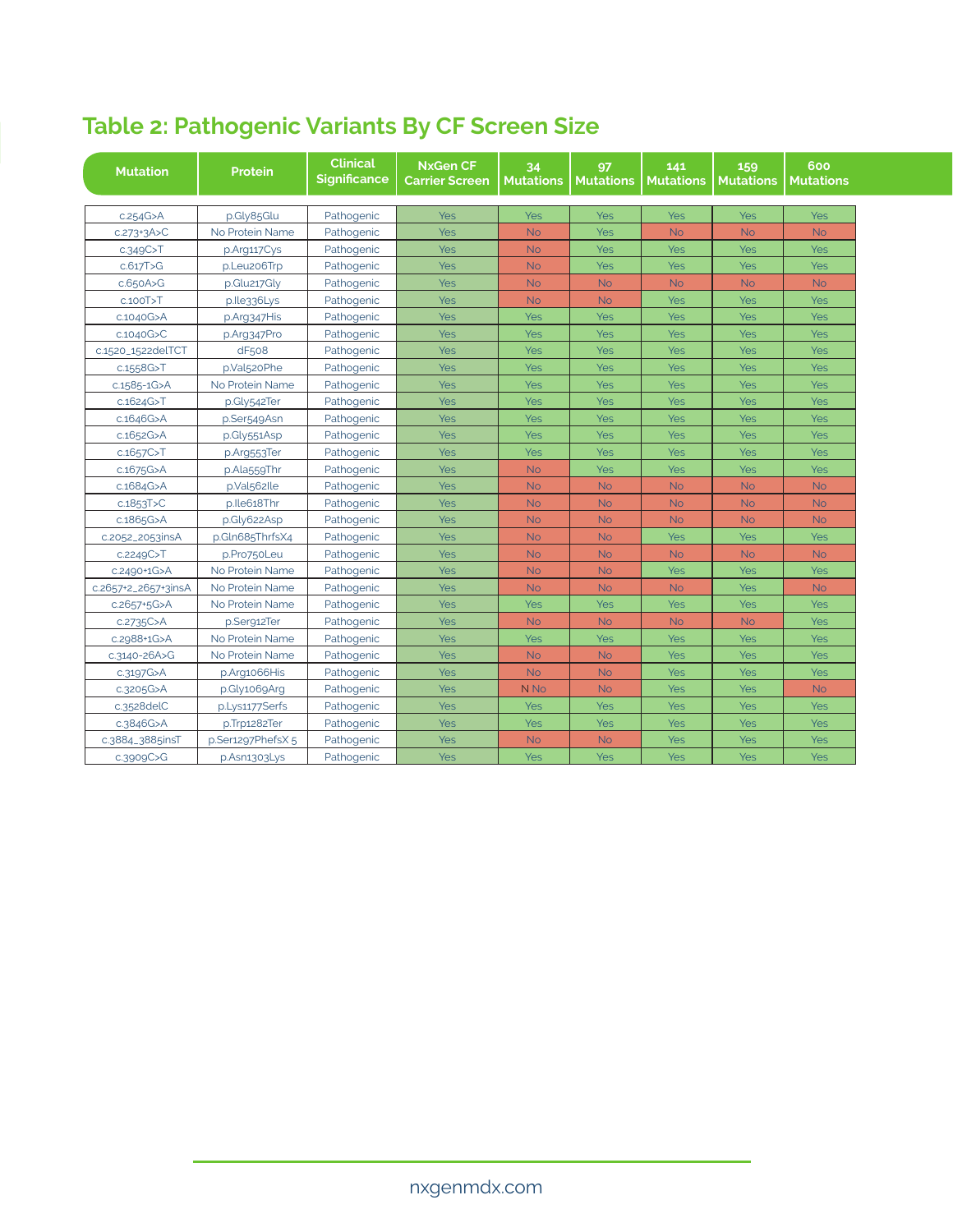## Table 2: Pathogenic Variants By CF Screen Size

| Mutation | Protein | Clinical Significance | NxGen CF Carrier Screen | 34 Mutations | 97 Mutations | 141 Mutations | 159 Mutations | 600 Mutations |
|---|---|---|---|---|---|---|---|---|
| c.254G>A | p.Gly85Glu | Pathogenic | Yes | Yes | Yes | Yes | Yes | Yes |
| c.273+3A>C | No Protein Name | Pathogenic | Yes | No | Yes | No | No | No |
| c.349C>T | p.Arg117Cys | Pathogenic | Yes | No | Yes | Yes | Yes | Yes |
| c.617T>G | p.Leu206Trp | Pathogenic | Yes | No | Yes | Yes | Yes | Yes |
| c.650A>G | p.Glu217Gly | Pathogenic | Yes | No | No | No | No | No |
| c.100T>T | p.Ile336Lys | Pathogenic | Yes | No | No | Yes | Yes | Yes |
| c.1040G>A | p.Arg347His | Pathogenic | Yes | Yes | Yes | Yes | Yes | Yes |
| c.1040G>C | p.Arg347Pro | Pathogenic | Yes | Yes | Yes | Yes | Yes | Yes |
| c.1520_1522delTCT | dF508 | Pathogenic | Yes | Yes | Yes | Yes | Yes | Yes |
| c.1558G>T | p.Val520Phe | Pathogenic | Yes | Yes | Yes | Yes | Yes | Yes |
| c.1585-1G>A | No Protein Name | Pathogenic | Yes | Yes | Yes | Yes | Yes | Yes |
| c.1624G>T | p.Gly542Ter | Pathogenic | Yes | Yes | Yes | Yes | Yes | Yes |
| c.1646G>A | p.Ser549Asn | Pathogenic | Yes | Yes | Yes | Yes | Yes | Yes |
| c.1652G>A | p.Gly551Asp | Pathogenic | Yes | Yes | Yes | Yes | Yes | Yes |
| c.1657C>T | p.Arg553Ter | Pathogenic | Yes | Yes | Yes | Yes | Yes | Yes |
| c.1675G>A | p.Ala559Thr | Pathogenic | Yes | No | Yes | Yes | Yes | Yes |
| c.1684G>A | p.Val562Ile | Pathogenic | Yes | No | No | No | No | No |
| c.1853T>C | p.Ile618Thr | Pathogenic | Yes | No | No | No | No | No |
| c.1865G>A | p.Gly622Asp | Pathogenic | Yes | No | No | No | No | No |
| c.2052_2053insA | p.Gln685ThrfsX4 | Pathogenic | Yes | No | No | Yes | Yes | Yes |
| c.2249C>T | p.Pro750Leu | Pathogenic | Yes | No | No | No | No | No |
| c.2490+1G>A | No Protein Name | Pathogenic | Yes | No | No | Yes | Yes | Yes |
| c.2657+2_2657+3insA | No Protein Name | Pathogenic | Yes | No | No | No | Yes | No |
| c.2657+5G>A | No Protein Name | Pathogenic | Yes | Yes | Yes | Yes | Yes | Yes |
| c.2735C>A | p.Ser912Ter | Pathogenic | Yes | No | No | No | No | Yes |
| c.2988+1G>A | No Protein Name | Pathogenic | Yes | Yes | Yes | Yes | Yes | Yes |
| c.3140-26A>G | No Protein Name | Pathogenic | Yes | No | No | Yes | Yes | Yes |
| c.3197G>A | p.Arg1066His | Pathogenic | Yes | No | No | Yes | Yes | Yes |
| c.3205G>A | p.Gly1069Arg | Pathogenic | Yes | N No | No | Yes | Yes | No |
| c.3528delC | p.Lys1177Serfs | Pathogenic | Yes | Yes | Yes | Yes | Yes | Yes |
| c.3846G>A | p.Trp1282Ter | Pathogenic | Yes | Yes | Yes | Yes | Yes | Yes |
| c.3884_3885insT | p.Ser1297PhefsX 5 | Pathogenic | Yes | No | No | Yes | Yes | Yes |
| c.3909C>G | p.Asn1303Lys | Pathogenic | Yes | Yes | Yes | Yes | Yes | Yes |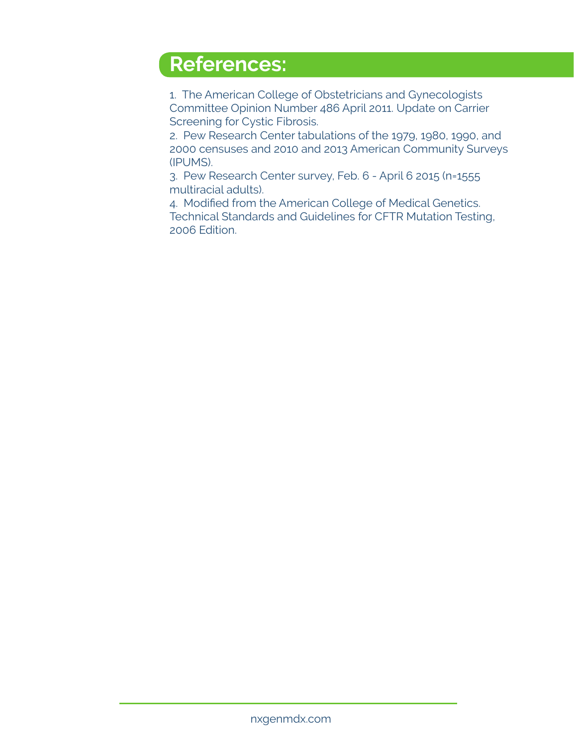# References:

1. The American College of Obstetricians and Gynecologists Committee Opinion Number 486 April 2011. Update on Carrier Screening for Cystic Fibrosis.
2. Pew Research Center tabulations of the 1979, 1980, 1990, and 2000 censuses and 2010 and 2013 American Community Surveys (IPUMS).
3. Pew Research Center survey, Feb. 6 - April 6 2015 (n=1555 multiracial adults).
4. Modified from the American College of Medical Genetics. Technical Standards and Guidelines for CFTR Mutation Testing, 2006 Edition.

nxgenmdx.com